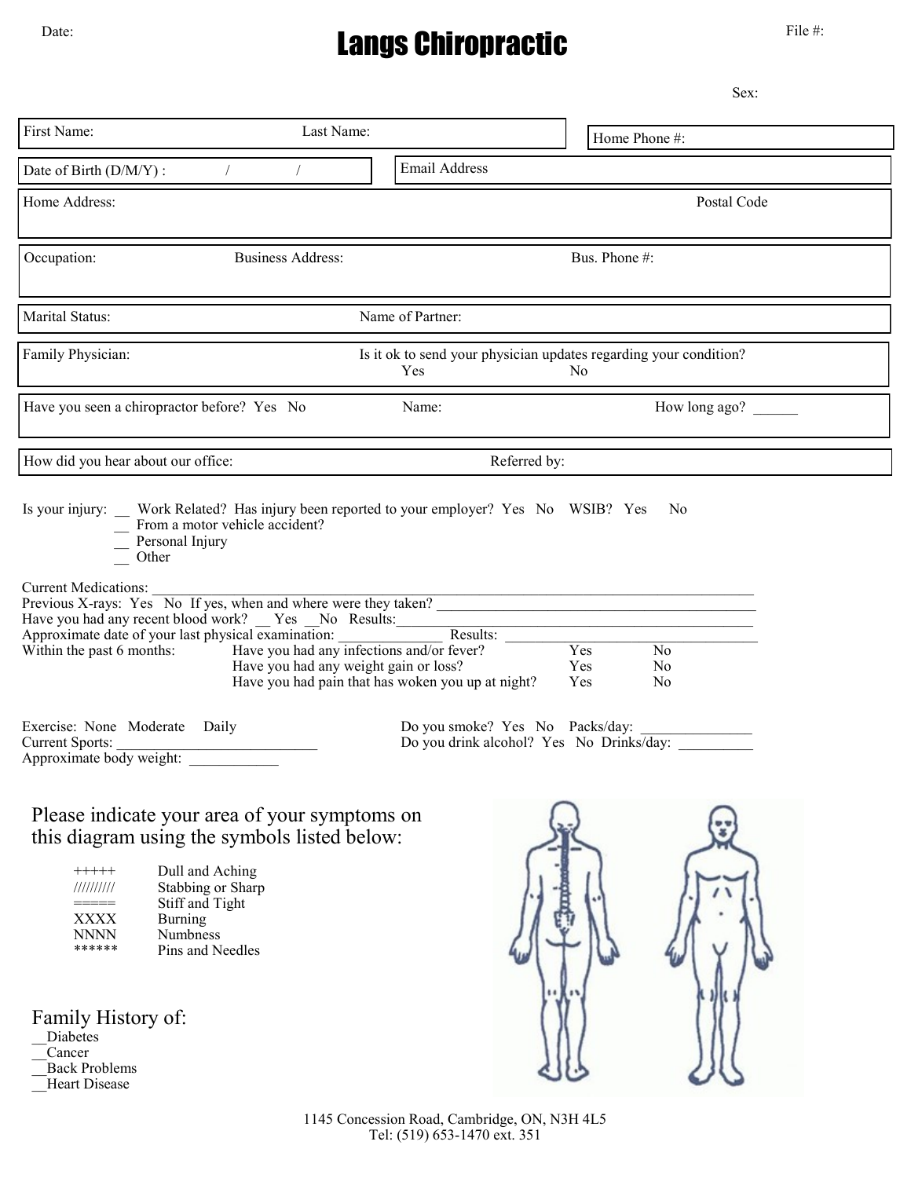Date:

# Langs Chiropractic

File #:

Sex:

| | | |
|---|---|---|
| First Name: | Last Name: | Home Phone #: |
| Date of Birth (D/M/Y) : / / | Email Address | |
| Home Address: | | Postal Code |
| Occupation: | Business Address: | Bus. Phone #: |
| Marital Status: | Name of Partner: | |
| Family Physician: | Is it ok to send your physician updates regarding your condition? Yes No | |
| Have you seen a chiropractor before? Yes No | Name: | How long ago? ______ |
| How did you hear about our office: | Referred by: | |

Is your injury: __ Work Related? Has injury been reported to your employer? Yes No WSIB? Yes No
__ From a motor vehicle accident?
__ Personal Injury
__ Other

Current Medications: ______________________________________________________________________________
Previous X-rays: Yes No If yes, when and where were they taken? ___________________________________________
Have you had any recent blood work? __ Yes __No Results:_____________________________________________
Approximate date of your last physical examination: _____________ Results: ______________________________

Within the past 6 months:
- Have you had any infections and/or fever? Yes No
- Have you had any weight gain or loss? Yes No
- Have you had pain that has woken you up at night? Yes No

Exercise: None Moderate Daily
Current Sports: ___________________________
Approximate body weight: ____________

Do you smoke? Yes No Packs/day: _______________
Do you drink alcohol? Yes No Drinks/day: __________

Please indicate your area of your symptoms on this diagram using the symbols listed below:

| | |
|---|---|
| +++++ | Dull and Aching |
| ////////// | Stabbing or Sharp |
| ===== | Stiff and Tight |
| XXXX | Burning |
| NNNN | Numbness |
| ****** | Pins and Needles |

Family History of:
__Diabetes
__Cancer
__Back Problems
__Heart Disease

1145 Concession Road, Cambridge, ON, N3H 4L5
Tel: (519) 653-1470 ext. 351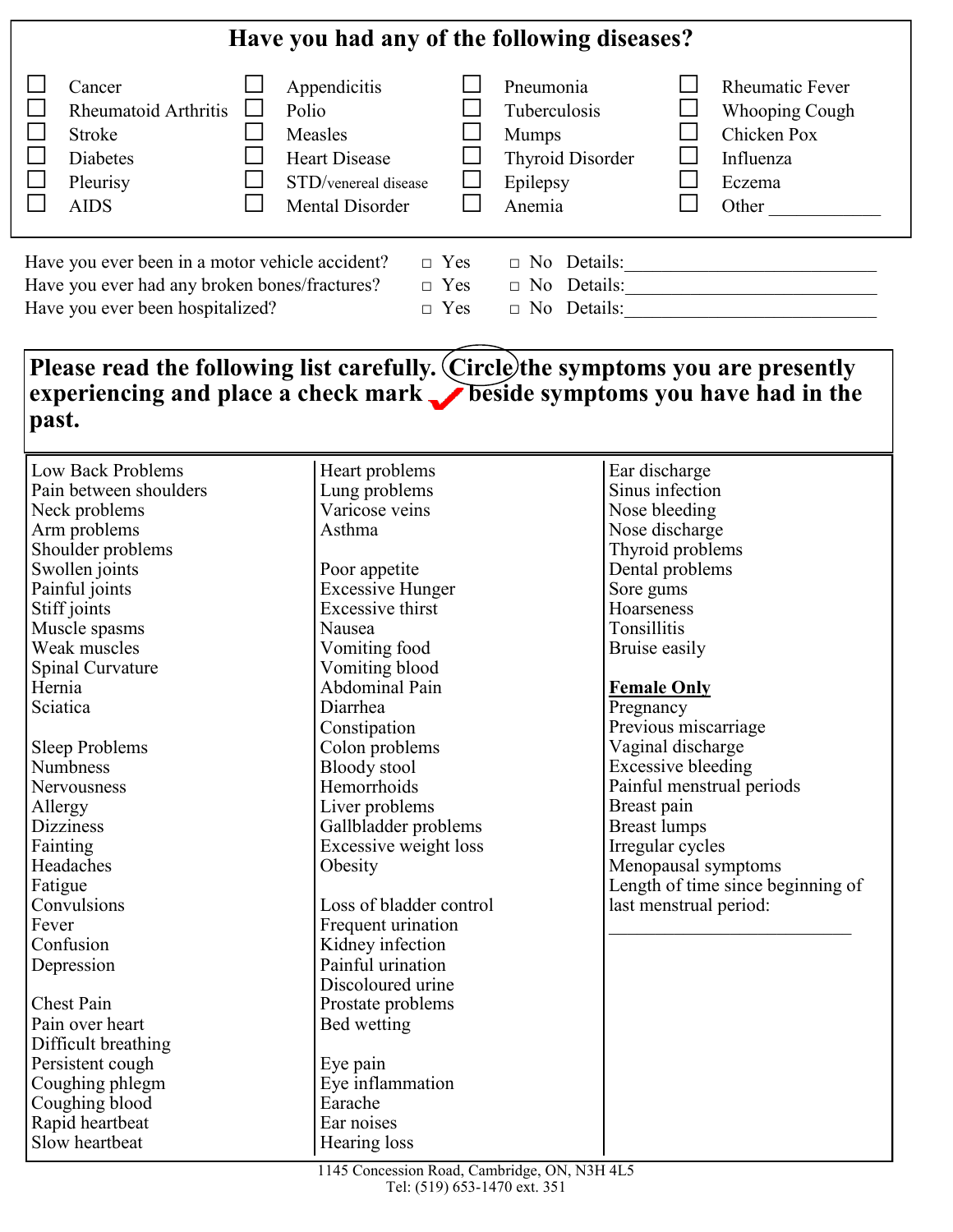## Have you had any of the following diseases?

| | | | |
|---|---|---|---|
| ☐ Cancer | ☐ Appendicitis | ☐ Pneumonia | ☐ Rheumatic Fever |
| ☐ Rheumatoid Arthritis | ☐ Polio | ☐ Tuberculosis | ☐ Whooping Cough |
| ☐ Stroke | ☐ Measles | ☐ Mumps | ☐ Chicken Pox |
| ☐ Diabetes | ☐ Heart Disease | ☐ Thyroid Disorder | ☐ Influenza |
| ☐ Pleurisy | ☐ STD/venereal disease | ☐ Epilepsy | ☐ Eczema |
| ☐ AIDS | ☐ Mental Disorder | ☐ Anemia | ☐ Other ____________ |

Have you ever been in a motor vehicle accident? □ Yes □ No Details:___________________________

Have you ever had any broken bones/fractures? □ Yes □ No Details:___________________________

Have you ever been hospitalized? □ Yes □ No Details:___________________________

**Please read the following list carefully. Circle the symptoms you are presently experiencing and place a check mark ✔ beside symptoms you have had in the past.**

Low Back Problems
Pain between shoulders
Neck problems
Arm problems
Shoulder problems
Swollen joints
Painful joints
Stiff joints
Muscle spasms
Weak muscles
Spinal Curvature
Hernia
Sciatica

Sleep Problems
Numbness
Nervousness
Allergy
Dizziness
Fainting
Headaches
Fatigue
Convulsions
Fever
Confusion
Depression

Chest Pain
Pain over heart
Difficult breathing
Persistent cough
Coughing phlegm
Coughing blood
Rapid heartbeat
Slow heartbeat

Heart problems
Lung problems
Varicose veins
Asthma

Poor appetite
Excessive Hunger
Excessive thirst
Nausea
Vomiting food
Vomiting blood
Abdominal Pain
Diarrhea
Constipation
Colon problems
Bloody stool
Hemorrhoids
Liver problems
Gallbladder problems
Excessive weight loss
Obesity

Loss of bladder control
Frequent urination
Kidney infection
Painful urination
Discoloured urine
Prostate problems
Bed wetting

Eye pain
Eye inflammation
Earache
Ear noises
Hearing loss

Ear discharge
Sinus infection
Nose bleeding
Nose discharge
Thyroid problems
Dental problems
Sore gums
Hoarseness
Tonsillitis
Bruise easily

**Female Only**

Pregnancy
Previous miscarriage
Vaginal discharge
Excessive bleeding
Painful menstrual periods
Breast pain
Breast lumps
Irregular cycles
Menopausal symptoms
Length of time since beginning of last menstrual period:

___________________________

1145 Concession Road, Cambridge, ON, N3H 4L5
Tel: (519) 653-1470 ext. 351